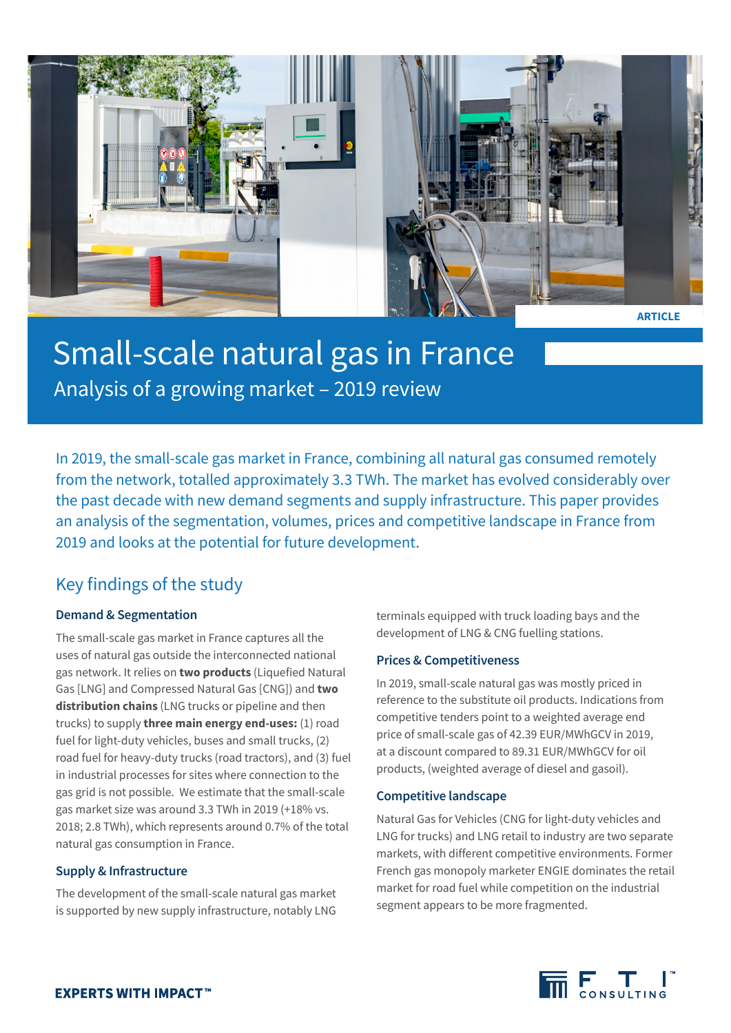ARTICLE

# Small-scale natural gas in France

## Analysis of a growing market – 2019 review

In 2019, the small-scale gas market in France, combining all natural gas consumed remotely from the network, totalled approximately 3.3 TWh. The market has evolved considerably over the past decade with new demand segments and supply infrastructure. This paper provides an analysis of the segmentation, volumes, prices and competitive landscape in France from 2019 and looks at the potential for future development.

## Key findings of the study

### Demand & Segmentation

The small-scale gas market in France captures all the uses of natural gas outside the interconnected national gas network. It relies on **two products** (Liquefied Natural Gas [LNG] and Compressed Natural Gas [CNG]) and **two distribution chains** (LNG trucks or pipeline and then trucks) to supply **three main energy end-uses:** (1) road fuel for light-duty vehicles, buses and small trucks, (2) road fuel for heavy-duty trucks (road tractors), and (3) fuel in industrial processes for sites where connection to the gas grid is not possible. We estimate that the small-scale gas market size was around 3.3 TWh in 2019 (+18% vs. 2018; 2.8 TWh), which represents around 0.7% of the total natural gas consumption in France.

### Supply & Infrastructure

The development of the small-scale natural gas market is supported by new supply infrastructure, notably LNG terminals equipped with truck loading bays and the development of LNG & CNG fuelling stations.

### Prices & Competitiveness

In 2019, small-scale natural gas was mostly priced in reference to the substitute oil products. Indications from competitive tenders point to a weighted average end price of small-scale gas of 42.39 EUR/MWhGCV in 2019, at a discount compared to 89.31 EUR/MWhGCV for oil products, (weighted average of diesel and gasoil).

### Competitive landscape

Natural Gas for Vehicles (CNG for light-duty vehicles and LNG for trucks) and LNG retail to industry are two separate markets, with different competitive environments. Former French gas monopoly marketer ENGIE dominates the retail market for road fuel while competition on the industrial segment appears to be more fragmented.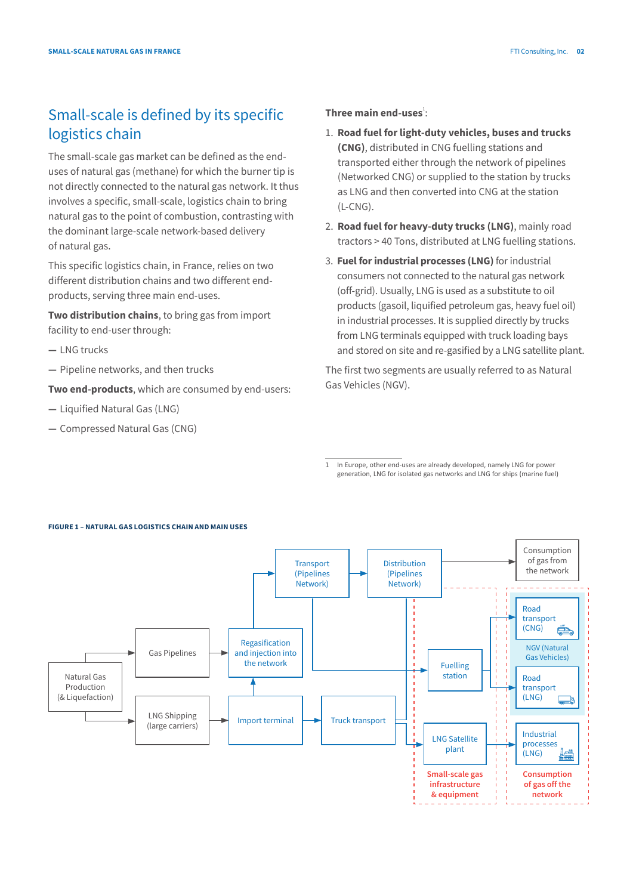## Small-scale is defined by its specific logistics chain

The small-scale gas market can be defined as the end-uses of natural gas (methane) for which the burner tip is not directly connected to the natural gas network. It thus involves a specific, small-scale, logistics chain to bring natural gas to the point of combustion, contrasting with the dominant large-scale network-based delivery of natural gas.

This specific logistics chain, in France, relies on two different distribution chains and two different end-products, serving three main end-uses.

**Two distribution chains**, to bring gas from import facility to end-user through:

- LNG trucks
- Pipeline networks, and then trucks

**Two end-products**, which are consumed by end-users:

- Liquified Natural Gas (LNG)
- Compressed Natural Gas (CNG)

**Three main end-uses**[1]:

1. **Road fuel for light-duty vehicles, buses and trucks (CNG)**, distributed in CNG fuelling stations and transported either through the network of pipelines (Networked CNG) or supplied to the station by trucks as LNG and then converted into CNG at the station (L-CNG).
2. **Road fuel for heavy-duty trucks (LNG)**, mainly road tractors > 40 Tons, distributed at LNG fuelling stations.
3. **Fuel for industrial processes (LNG)** for industrial consumers not connected to the natural gas network (off-grid). Usually, LNG is used as a substitute to oil products (gasoil, liquified petroleum gas, heavy fuel oil) in industrial processes. It is supplied directly by trucks from LNG terminals equipped with truck loading bays and stored on site and re-gasified by a LNG satellite plant.

The first two segments are usually referred to as Natural Gas Vehicles (NGV).

1 In Europe, other end-uses are already developed, namely LNG for power generation, LNG for isolated gas networks and LNG for ships (marine fuel)

**FIGURE 1 – NATURAL GAS LOGISTICS CHAIN AND MAIN USES**

Natural Gas Production (& Liquefaction) → Gas Pipelines → Regasification and injection into the network → Transport (Pipelines Network) → Distribution (Pipelines Network) → Consumption of gas from the network

Natural Gas Production (& Liquefaction) → LNG Shipping (large carriers) → Import terminal → Regasification and injection into the network; Import terminal → Truck transport

Small-scale gas infrastructure & equipment: Fuelling station; LNG Satellite plant

Consumption of gas off the network: Road transport (CNG); Road transport (LNG) — NGV (Natural Gas Vehicles); Industrial processes (LNG)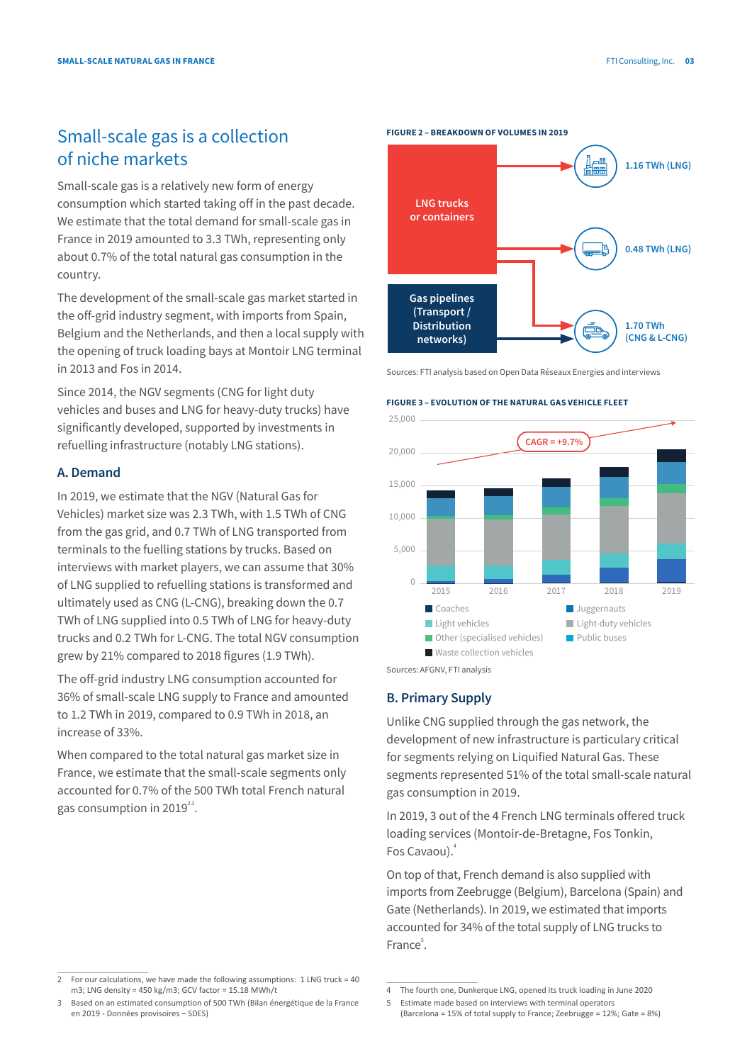## Small-scale gas is a collection of niche markets

Small-scale gas is a relatively new form of energy consumption which started taking off in the past decade. We estimate that the total demand for small-scale gas in France in 2019 amounted to 3.3 TWh, representing only about 0.7% of the total natural gas consumption in the country.

The development of the small-scale gas market started in the off-grid industry segment, with imports from Spain, Belgium and the Netherlands, and then a local supply with the opening of truck loading bays at Montoir LNG terminal in 2013 and Fos in 2014.

Since 2014, the NGV segments (CNG for light duty vehicles and buses and LNG for heavy-duty trucks) have significantly developed, supported by investments in refuelling infrastructure (notably LNG stations).

### A. Demand

In 2019, we estimate that the NGV (Natural Gas for Vehicles) market size was 2.3 TWh, with 1.5 TWh of CNG from the gas grid, and 0.7 TWh of LNG transported from terminals to the fuelling stations by trucks. Based on interviews with market players, we can assume that 30% of LNG supplied to refuelling stations is transformed and ultimately used as CNG (L-CNG), breaking down the 0.7 TWh of LNG supplied into 0.5 TWh of LNG for heavy-duty trucks and 0.2 TWh for L-CNG. The total NGV consumption grew by 21% compared to 2018 figures (1.9 TWh).

The off-grid industry LNG consumption accounted for 36% of small-scale LNG supply to France and amounted to 1.2 TWh in 2019, compared to 0.9 TWh in 2018, an increase of 33%.

When compared to the total natural gas market size in France, we estimate that the small-scale segments only accounted for 0.7% of the 500 TWh total French natural gas consumption in 2019[2,3].

**FIGURE 2 – BREAKDOWN OF VOLUMES IN 2019**

- LNG trucks or containers → 1.16 TWh (LNG)
- LNG trucks or containers → 0.48 TWh (LNG)
- LNG trucks or containers + Gas pipelines (Transport / Distribution networks) → 1.70 TWh (CNG & L-CNG)

Sources: FTI analysis based on Open Data Réseaux Energies and interviews

**FIGURE 3 – EVOLUTION OF THE NATURAL GAS VEHICLE FLEET**

CAGR = +9.7%

Legend: Coaches; Juggernauts; Light vehicles; Light-duty vehicles; Other (specialised vehicles); Public buses; Waste collection vehicles

Years: 2015, 2016, 2017, 2018, 2019 (y-axis 0 – 25,000)

Sources: AFGNV, FTI analysis

### B. Primary Supply

Unlike CNG supplied through the gas network, the development of new infrastructure is particulary critical for segments relying on Liquified Natural Gas. These segments represented 51% of the total small-scale natural gas consumption in 2019.

In 2019, 3 out of the 4 French LNG terminals offered truck loading services (Montoir-de-Bretagne, Fos Tonkin, Fos Cavaou).[4]

On top of that, French demand is also supplied with imports from Zeebrugge (Belgium), Barcelona (Spain) and Gate (Netherlands). In 2019, we estimated that imports accounted for 34% of the total supply of LNG trucks to France[5].

---

2 For our calculations, we have made the following assumptions: 1 LNG truck = 40 m3; LNG density = 450 kg/m3; GCV factor = 15.18 MWh/t

3 Based on an estimated consumption of 500 TWh (Bilan énergétique de la France en 2019 - Données provisoires – SDES)

4 The fourth one, Dunkerque LNG, opened its truck loading in June 2020

5 Estimate made based on interviews with terminal operators (Barcelona = 15% of total supply to France; Zeebrugge = 12%; Gate = 8%)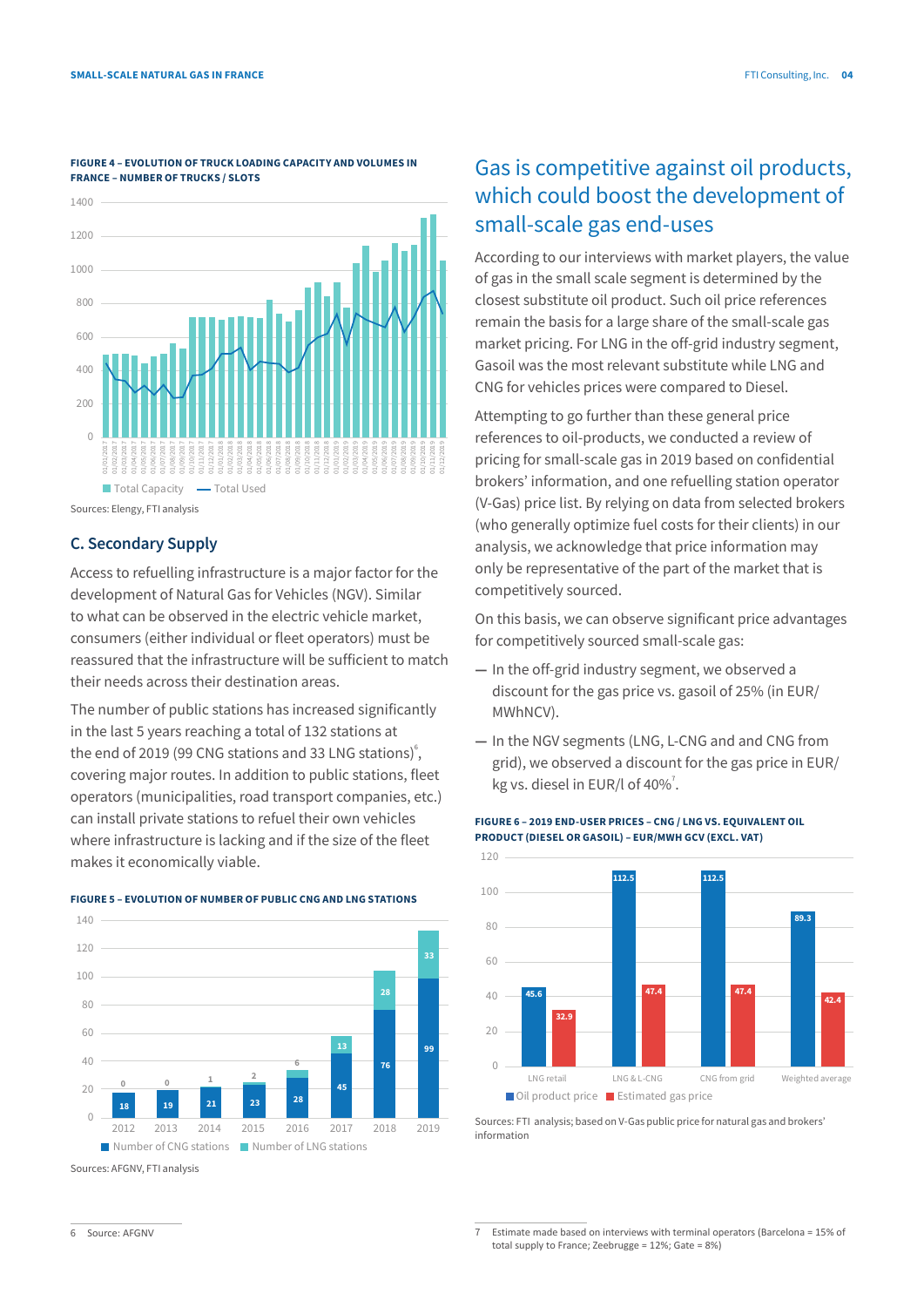**FIGURE 4 – EVOLUTION OF TRUCK LOADING CAPACITY AND VOLUMES IN FRANCE – NUMBER OF TRUCKS / SLOTS**

Sources: Elengy, FTI analysis

## C. Secondary Supply

Access to refuelling infrastructure is a major factor for the development of Natural Gas for Vehicles (NGV). Similar to what can be observed in the electric vehicle market, consumers (either individual or fleet operators) must be reassured that the infrastructure will be sufficient to match their needs across their destination areas.

The number of public stations has increased significantly in the last 5 years reaching a total of 132 stations at the end of 2019 (99 CNG stations and 33 LNG stations)[6], covering major routes. In addition to public stations, fleet operators (municipalities, road transport companies, etc.) can install private stations to refuel their own vehicles where infrastructure is lacking and if the size of the fleet makes it economically viable.

**FIGURE 5 – EVOLUTION OF NUMBER OF PUBLIC CNG AND LNG STATIONS**

| | 2012 | 2013 | 2014 | 2015 | 2016 | 2017 | 2018 | 2019 |
|---|---|---|---|---|---|---|---|---|
| Number of CNG stations | 18 | 19 | 21 | 23 | 28 | 45 | 76 | 99 |
| Number of LNG stations | 0 | 0 | 1 | 2 | 6 | 13 | 28 | 33 |

Sources: AFGNV, FTI analysis

## Gas is competitive against oil products, which could boost the development of small-scale gas end-uses

According to our interviews with market players, the value of gas in the small scale segment is determined by the closest substitute oil product. Such oil price references remain the basis for a large share of the small-scale gas market pricing. For LNG in the off-grid industry segment, Gasoil was the most relevant substitute while LNG and CNG for vehicles prices were compared to Diesel.

Attempting to go further than these general price references to oil-products, we conducted a review of pricing for small-scale gas in 2019 based on confidential brokers' information, and one refuelling station operator (V-Gas) price list. By relying on data from selected brokers (who generally optimize fuel costs for their clients) in our analysis, we acknowledge that price information may only be representative of the part of the market that is competitively sourced.

On this basis, we can observe significant price advantages for competitively sourced small-scale gas:

- In the off-grid industry segment, we observed a discount for the gas price vs. gasoil of 25% (in EUR/MWhNCV).
- In the NGV segments (LNG, L-CNG and and CNG from grid), we observed a discount for the gas price in EUR/kg vs. diesel in EUR/l of 40%[7].

**FIGURE 6 – 2019 END-USER PRICES – CNG / LNG VS. EQUIVALENT OIL PRODUCT (DIESEL OR GASOIL) – EUR/MWH GCV (EXCL. VAT)**

| | LNG retail | LNG & L-CNG | CNG from grid | Weighted average |
|---|---|---|---|---|
| Oil product price | 45.6 | 112.5 | 112.5 | 89.3 |
| Estimated gas price | 32.9 | 47.4 | 47.4 | 42.4 |

Sources: FTI analysis; based on V-Gas public price for natural gas and brokers' information

---

6 Source: AFGNV

7 Estimate made based on interviews with terminal operators (Barcelona = 15% of total supply to France; Zeebrugge = 12%; Gate = 8%)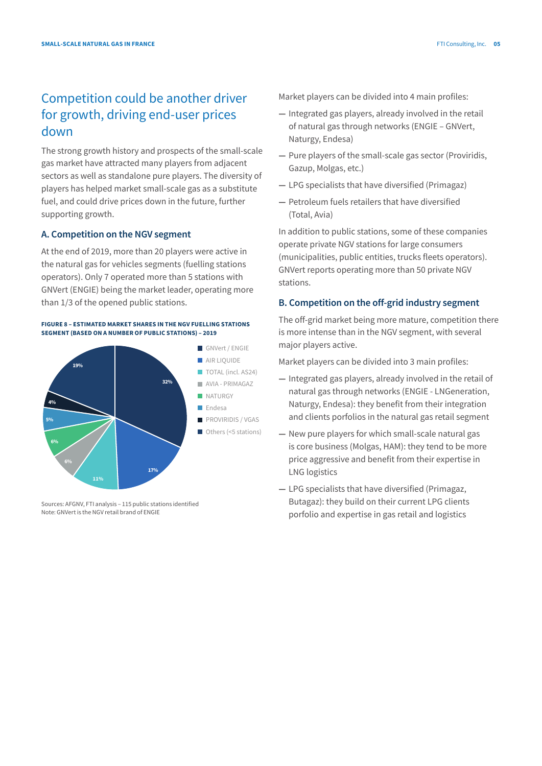## Competition could be another driver for growth, driving end-user prices down

The strong growth history and prospects of the small-scale gas market have attracted many players from adjacent sectors as well as standalone pure players. The diversity of players has helped market small-scale gas as a substitute fuel, and could drive prices down in the future, further supporting growth.

### A. Competition on the NGV segment

At the end of 2019, more than 20 players were active in the natural gas for vehicles segments (fuelling stations operators). Only 7 operated more than 5 stations with GNVert (ENGIE) being the market leader, operating more than 1/3 of the opened public stations.

**FIGURE 8 – ESTIMATED MARKET SHARES IN THE NGV FUELLING STATIONS SEGMENT (BASED ON A NUMBER OF PUBLIC STATIONS) – 2019**

| Player | Share |
|---|---|
| GNVert / ENGIE | 32% |
| AIR LIQUIDE | 17% |
| TOTAL (incl. AS24) | 11% |
| AVIA - PRIMAGAZ | 6% |
| NATURGY | 6% |
| Endesa | 5% |
| PROVIRIDIS / VGAS | 4% |
| Others (<5 stations) | 19% |

Sources: AFGNV, FTI analysis – 115 public stations identified
Note: GNVert is the NGV retail brand of ENGIE

Market players can be divided into 4 main profiles:

- Integrated gas players, already involved in the retail of natural gas through networks (ENGIE – GNVert, Naturgy, Endesa)
- Pure players of the small-scale gas sector (Proviridis, Gazup, Molgas, etc.)
- LPG specialists that have diversified (Primagaz)
- Petroleum fuels retailers that have diversified (Total, Avia)

In addition to public stations, some of these companies operate private NGV stations for large consumers (municipalities, public entities, trucks fleets operators). GNVert reports operating more than 50 private NGV stations.

### B. Competition on the off-grid industry segment

The off-grid market being more mature, competition there is more intense than in the NGV segment, with several major players active.

Market players can be divided into 3 main profiles:

- Integrated gas players, already involved in the retail of natural gas through networks (ENGIE - LNGeneration, Naturgy, Endesa): they benefit from their integration and clients porfolios in the natural gas retail segment
- New pure players for which small-scale natural gas is core business (Molgas, HAM): they tend to be more price aggressive and benefit from their expertise in LNG logistics
- LPG specialists that have diversified (Primagaz, Butagaz): they build on their current LPG clients porfolio and expertise in gas retail and logistics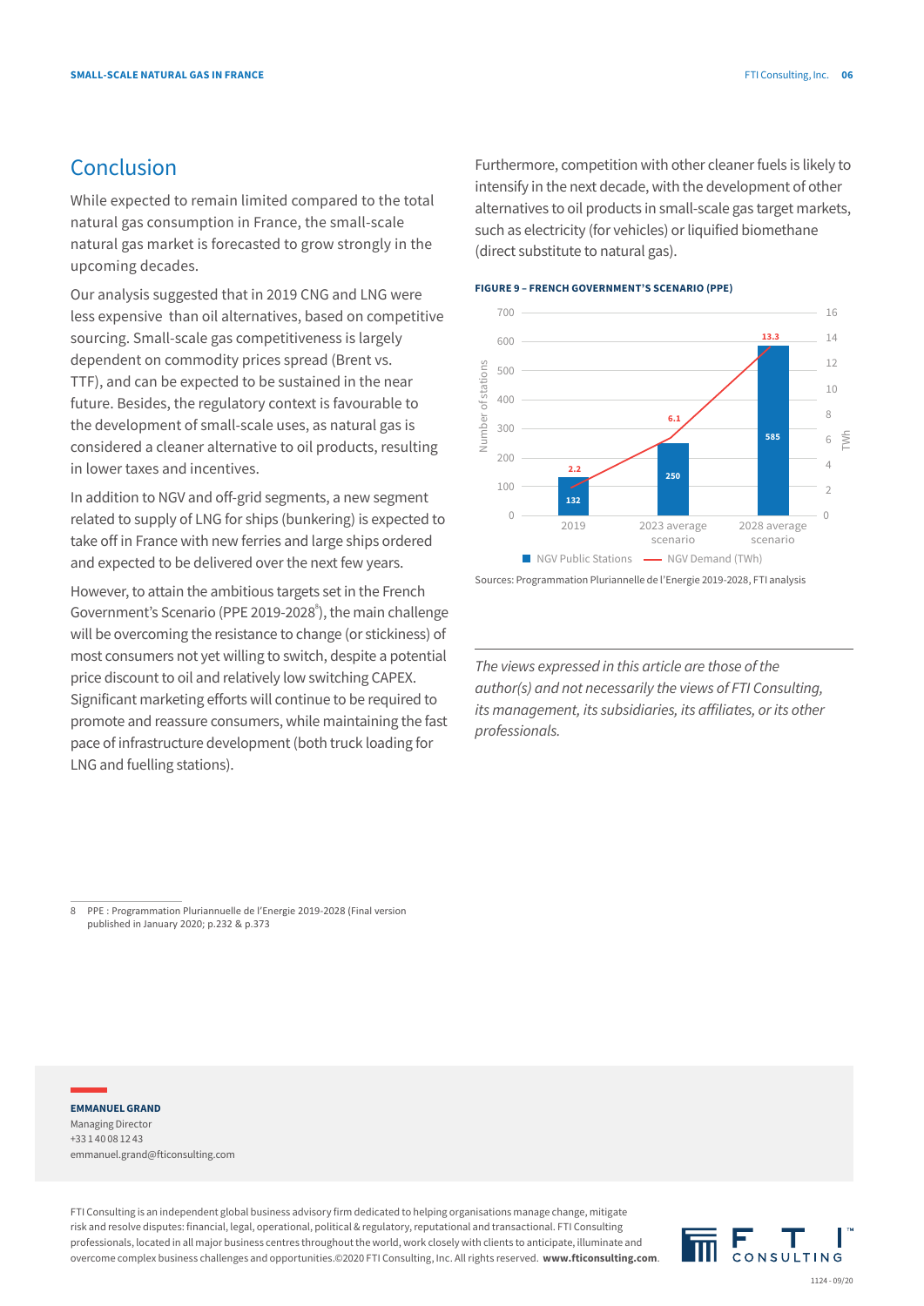## Conclusion

While expected to remain limited compared to the total natural gas consumption in France, the small-scale natural gas market is forecasted to grow strongly in the upcoming decades.

Our analysis suggested that in 2019 CNG and LNG were less expensive than oil alternatives, based on competitive sourcing. Small-scale gas competitiveness is largely dependent on commodity prices spread (Brent vs. TTF), and can be expected to be sustained in the near future. Besides, the regulatory context is favourable to the development of small-scale uses, as natural gas is considered a cleaner alternative to oil products, resulting in lower taxes and incentives.

In addition to NGV and off-grid segments, a new segment related to supply of LNG for ships (bunkering) is expected to take off in France with new ferries and large ships ordered and expected to be delivered over the next few years.

However, to attain the ambitious targets set in the French Government's Scenario (PPE 2019-2028[8]), the main challenge will be overcoming the resistance to change (or stickiness) of most consumers not yet willing to switch, despite a potential price discount to oil and relatively low switching CAPEX. Significant marketing efforts will continue to be required to promote and reassure consumers, while maintaining the fast pace of infrastructure development (both truck loading for LNG and fuelling stations).

Furthermore, competition with other cleaner fuels is likely to intensify in the next decade, with the development of other alternatives to oil products in small-scale gas target markets, such as electricity (for vehicles) or liquified biomethane (direct substitute to natural gas).

**FIGURE 9 – FRENCH GOVERNMENT'S SCENARIO (PPE)**

Number of stations: 0, 100, 200, 300, 400, 500, 600, 700
TWh: 0, 2, 4, 6, 8, 10, 12, 14, 16

2019: 132; 2.2
2023 average scenario: 250; 6.1
2028 average scenario: 585; 13.3

NGV Public Stations — NGV Demand (TWh)

Sources: Programmation Pluriannelle de l'Energie 2019-2028, FTI analysis

*The views expressed in this article are those of the author(s) and not necessarily the views of FTI Consulting, its management, its subsidiaries, its affiliates, or its other professionals.*

8 PPE : Programmation Pluriannuelle de l'Energie 2019-2028 (Final version published in January 2020; p.232 & p.373

**EMMANUEL GRAND**
Managing Director
+33 1 40 08 12 43
emmanuel.grand@fticonsulting.com

FTI Consulting is an independent global business advisory firm dedicated to helping organisations manage change, mitigate risk and resolve disputes: financial, legal, operational, political & regulatory, reputational and transactional. FTI Consulting professionals, located in all major business centres throughout the world, work closely with clients to anticipate, illuminate and overcome complex business challenges and opportunities.©2020 FTI Consulting, Inc. All rights reserved. **www.fticonsulting.com**.

FTI CONSULTING

1124 - 09/20